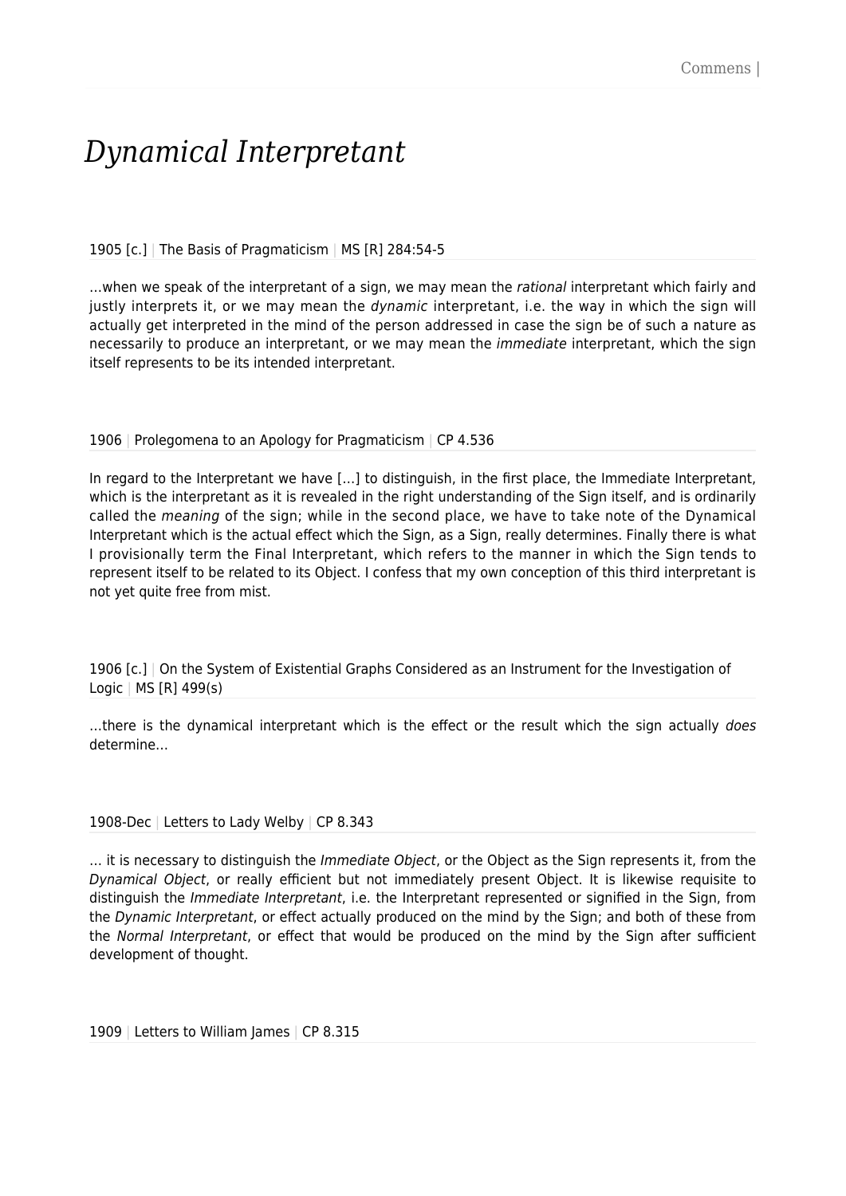# *Dynamical Interpretant*

1905 [c.] | The Basis of Pragmaticism | MS [R] 284:54-5

…when we speak of the interpretant of a sign, we may mean the *rational* interpretant which fairly and justly interprets it, or we may mean the *dynamic* interpretant, i.e. the way in which the sign will actually get interpreted in the mind of the person addressed in case the sign be of such a nature as necessarily to produce an interpretant, or we may mean the *immediate* interpretant, which the sign itself represents to be its intended interpretant.

1906 | Prolegomena to an Apology for Pragmaticism | CP 4.536

In regard to the Interpretant we have […] to distinguish, in the first place, the Immediate Interpretant, which is the interpretant as it is revealed in the right understanding of the Sign itself, and is ordinarily called the *meaning* of the sign; while in the second place, we have to take note of the Dynamical Interpretant which is the actual effect which the Sign, as a Sign, really determines. Finally there is what I provisionally term the Final Interpretant, which refers to the manner in which the Sign tends to represent itself to be related to its Object. I confess that my own conception of this third interpretant is not yet quite free from mist.

1906 [c.] | On the System of Existential Graphs Considered as an Instrument for the Investigation of Logic | MS [R] 499(s)

…there is the dynamical interpretant which is the effect or the result which the sign actually *does* determine…

1908-Dec | Letters to Lady Welby | CP 8.343

… it is necessary to distinguish the *Immediate Object*, or the Object as the Sign represents it, from the *Dynamical Object*, or really efficient but not immediately present Object. It is likewise requisite to distinguish the *Immediate Interpretant*, i.e. the Interpretant represented or signified in the Sign, from the *Dynamic Interpretant*, or effect actually produced on the mind by the Sign; and both of these from the *Normal Interpretant*, or effect that would be produced on the mind by the Sign after sufficient development of thought.

1909 | Letters to William James | CP 8.315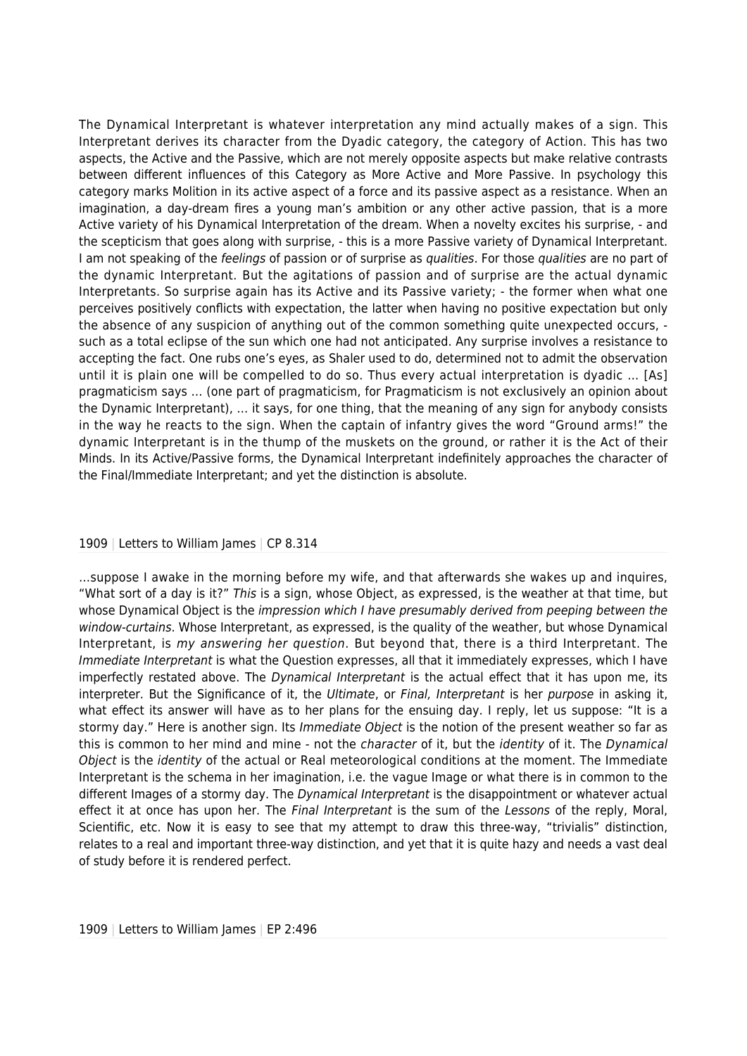The Dynamical Interpretant is whatever interpretation any mind actually makes of a sign. This Interpretant derives its character from the Dyadic category, the category of Action. This has two aspects, the Active and the Passive, which are not merely opposite aspects but make relative contrasts between different influences of this Category as More Active and More Passive. In psychology this category marks Molition in its active aspect of a force and its passive aspect as a resistance. When an imagination, a day-dream fires a young man's ambition or any other active passion, that is a more Active variety of his Dynamical Interpretation of the dream. When a novelty excites his surprise, - and the scepticism that goes along with surprise, - this is a more Passive variety of Dynamical Interpretant. I am not speaking of the *feelings* of passion or of surprise as *qualities*. For those *qualities* are no part of the dynamic Interpretant. But the agitations of passion and of surprise are the actual dynamic Interpretants. So surprise again has its Active and its Passive variety; - the former when what one perceives positively conflicts with expectation, the latter when having no positive expectation but only the absence of any suspicion of anything out of the common something quite unexpected occurs, - such as a total eclipse of the sun which one had not anticipated. Any surprise involves a resistance to accepting the fact. One rubs one's eyes, as Shaler used to do, determined not to admit the observation until it is plain one will be compelled to do so. Thus every actual interpretation is dyadic … [As] pragmaticism says … (one part of pragmaticism, for Pragmaticism is not exclusively an opinion about the Dynamic Interpretant), … it says, for one thing, that the meaning of any sign for anybody consists in the way he reacts to the sign. When the captain of infantry gives the word "Ground arms!" the dynamic Interpretant is in the thump of the muskets on the ground, or rather it is the Act of their Minds. In its Active/Passive forms, the Dynamical Interpretant indefinitely approaches the character of the Final/Immediate Interpretant; and yet the distinction is absolute.

1909 | Letters to William James | CP 8.314

…suppose I awake in the morning before my wife, and that afterwards she wakes up and inquires, "What sort of a day is it?" *This* is a sign, whose Object, as expressed, is the weather at that time, but whose Dynamical Object is the *impression which I have presumably derived from peeping between the window-curtains*. Whose Interpretant, as expressed, is the quality of the weather, but whose Dynamical Interpretant, is *my answering her question*. But beyond that, there is a third Interpretant. The *Immediate Interpretant* is what the Question expresses, all that it immediately expresses, which I have imperfectly restated above. The *Dynamical Interpretant* is the actual effect that it has upon me, its interpreter. But the Significance of it, the *Ultimate*, or *Final, Interpretant* is her *purpose* in asking it, what effect its answer will have as to her plans for the ensuing day. I reply, let us suppose: "It is a stormy day." Here is another sign. Its *Immediate Object* is the notion of the present weather so far as this is common to her mind and mine - not the *character* of it, but the *identity* of it. The *Dynamical Object* is the *identity* of the actual or Real meteorological conditions at the moment. The Immediate Interpretant is the schema in her imagination, i.e. the vague Image or what there is in common to the different Images of a stormy day. The *Dynamical Interpretant* is the disappointment or whatever actual effect it at once has upon her. The *Final Interpretant* is the sum of the *Lessons* of the reply, Moral, Scientific, etc. Now it is easy to see that my attempt to draw this three-way, "trivialis" distinction, relates to a real and important three-way distinction, and yet that it is quite hazy and needs a vast deal of study before it is rendered perfect.

1909 | Letters to William James | EP 2:496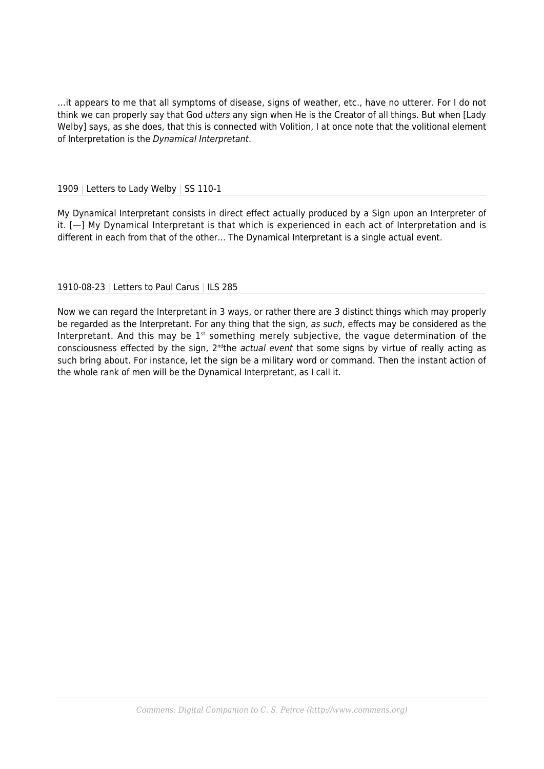…it appears to me that all symptoms of disease, signs of weather, etc., have no utterer. For I do not think we can properly say that God *utters* any sign when He is the Creator of all things. But when [Lady Welby] says, as she does, that this is connected with Volition, I at once note that the volitional element of Interpretation is the *Dynamical Interpretant*.

1909 | Letters to Lady Welby | SS 110-1

My Dynamical Interpretant consists in direct effect actually produced by a Sign upon an Interpreter of it. [—] My Dynamical Interpretant is that which is experienced in each act of Interpretation and is different in each from that of the other… The Dynamical Interpretant is a single actual event.

1910-08-23 | Letters to Paul Carus | ILS 285

Now we can regard the Interpretant in 3 ways, or rather there are 3 distinct things which may properly be regarded as the Interpretant. For any thing that the sign, *as such*, effects may be considered as the Interpretant. And this may be 1st something merely subjective, the vague determination of the consciousness effected by the sign, 2nd the *actual event* that some signs by virtue of really acting as such bring about. For instance, let the sign be a military word or command. Then the instant action of the whole rank of men will be the Dynamical Interpretant, as I call it.